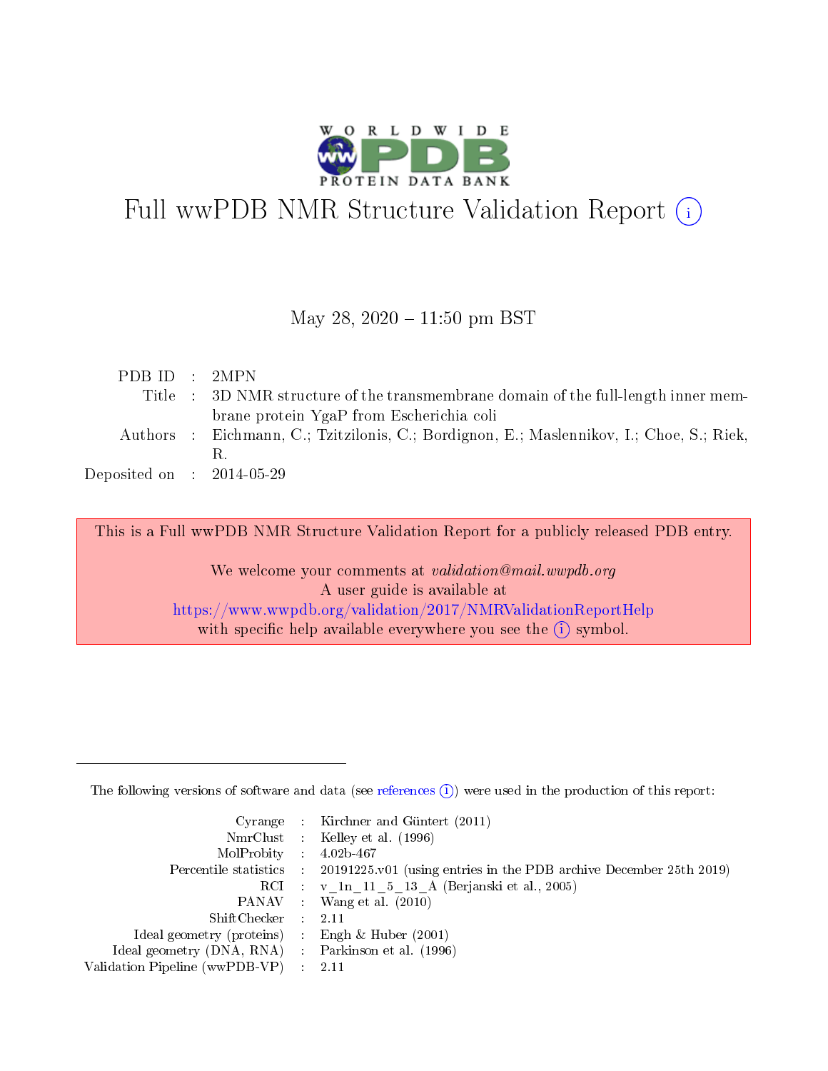# Full wwPDB NMR Structure Validation Report (i)

May 28, 2020 – 11:50 pm BST

| | | |
|---|---|---|
| PDB ID | : | 2MPN |
| Title | : | 3D NMR structure of the transmembrane domain of the full-length inner membrane protein YgaP from Escherichia coli |
| Authors | : | Eichmann, C.; Tzitzilonis, C.; Bordignon, E.; Maslennikov, I.; Choe, S.; Riek, R. |
| Deposited on | : | 2014-05-29 |

This is a Full wwPDB NMR Structure Validation Report for a publicly released PDB entry.

We welcome your comments at *validation@mail.wwpdb.org*
A user guide is available at
https://www.wwpdb.org/validation/2017/NMRValidationReportHelp
with specific help available everywhere you see the (i) symbol.

The following versions of software and data (see references (i)) were used in the production of this report:

| | | |
|---|---|---|
| Cyrange | : | Kirchner and Güntert (2011) |
| NmrClust | : | Kelley et al. (1996) |
| MolProbity | : | 4.02b-467 |
| Percentile statistics | : | 20191225.v01 (using entries in the PDB archive December 25th 2019) |
| RCI | : | v_1n_11_5_13_A (Berjanski et al., 2005) |
| PANAV | : | Wang et al. (2010) |
| ShiftChecker | : | 2.11 |
| Ideal geometry (proteins) | : | Engh & Huber (2001) |
| Ideal geometry (DNA, RNA) | : | Parkinson et al. (1996) |
| Validation Pipeline (wwPDB-VP) | : | 2.11 |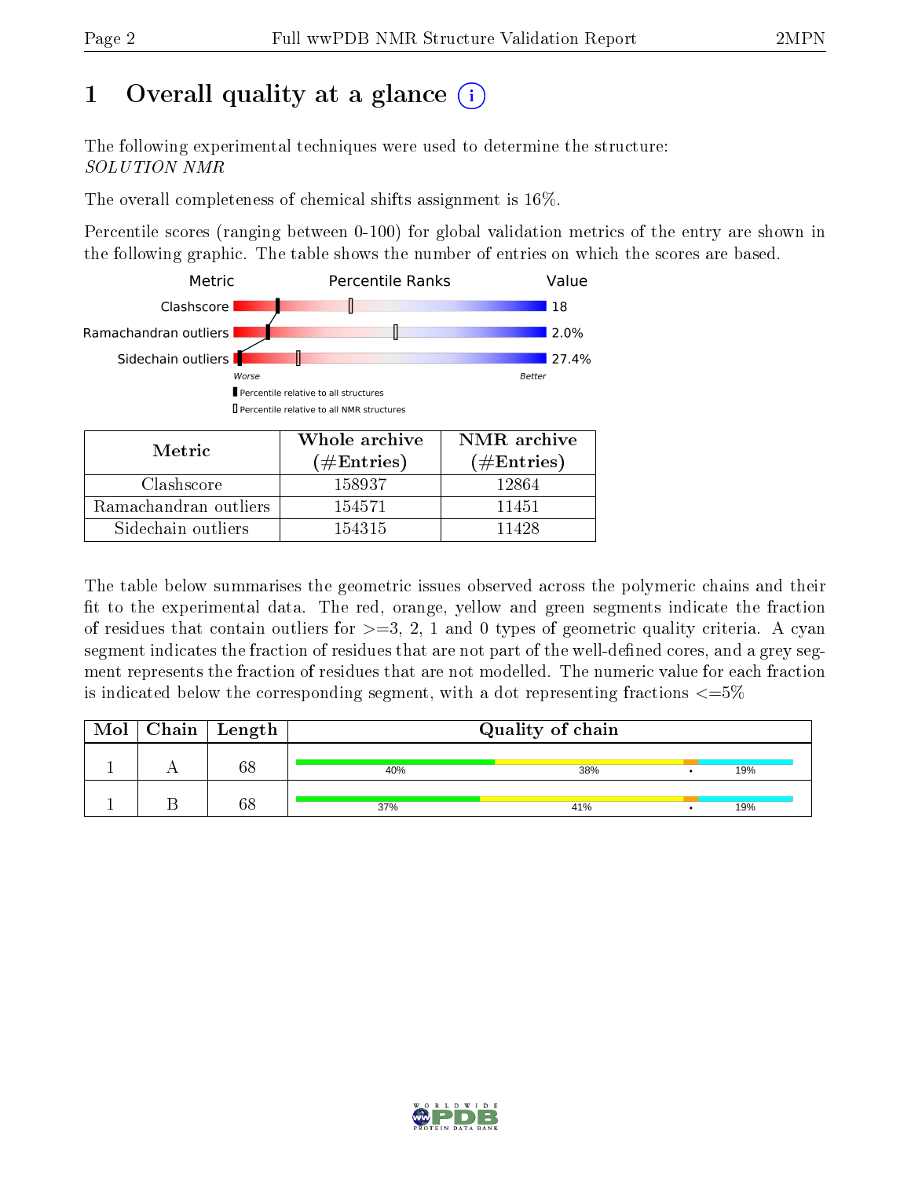# 1 Overall quality at a glance (i)

The following experimental techniques were used to determine the structure: *SOLUTION NMR*

The overall completeness of chemical shifts assignment is 16%.

Percentile scores (ranging between 0-100) for global validation metrics of the entry are shown in the following graphic. The table shows the number of entries on which the scores are based.

| Metric | Value |
|---|---|
| Clashscore | 18 |
| Ramachandran outliers | 2.0% |
| Sidechain outliers | 27.4% |

Worse — Better

▮ Percentile relative to all structures

▯ Percentile relative to all NMR structures

| Metric | Whole archive (#Entries) | NMR archive (#Entries) |
|---|---|---|
| Clashscore | 158937 | 12864 |
| Ramachandran outliers | 154571 | 11451 |
| Sidechain outliers | 154315 | 11428 |

The table below summarises the geometric issues observed across the polymeric chains and their fit to the experimental data. The red, orange, yellow and green segments indicate the fraction of residues that contain outliers for >=3, 2, 1 and 0 types of geometric quality criteria. A cyan segment indicates the fraction of residues that are not part of the well-defined cores, and a grey segment represents the fraction of residues that are not modelled. The numeric value for each fraction is indicated below the corresponding segment, with a dot representing fractions <=5%

| Mol | Chain | Length | Quality of chain |
|---|---|---|---|
| 1 | A | 68 | 40% · 38% · • · 19% |
| 1 | B | 68 | 37% · 41% · • · 19% |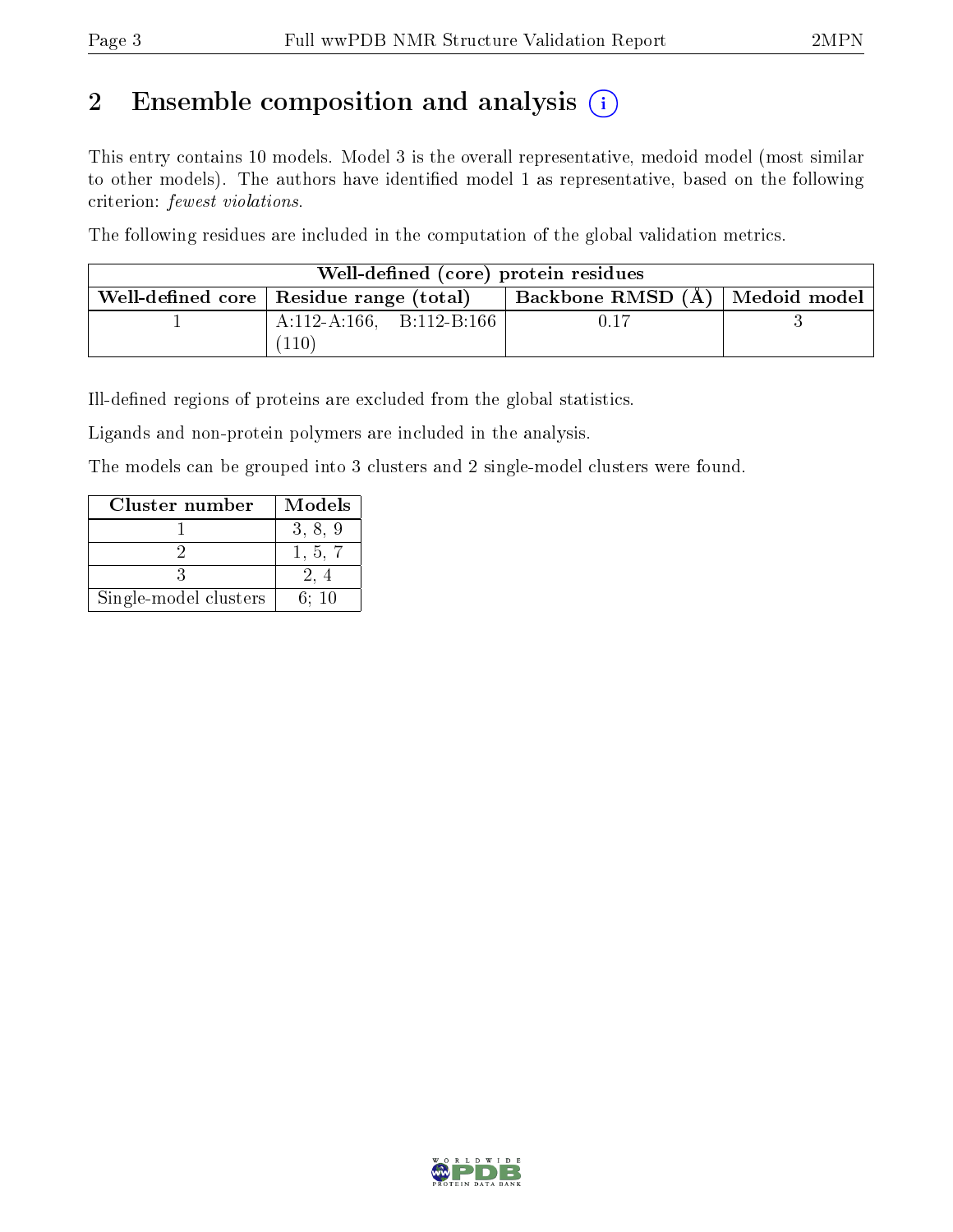# 2 Ensemble composition and analysis ⓘ

This entry contains 10 models. Model 3 is the overall representative, medoid model (most similar to other models). The authors have identified model 1 as representative, based on the following criterion: *fewest violations*.

The following residues are included in the computation of the global validation metrics.

| Well-defined (core) protein residues | | | |
|---|---|---|---|
| Well-defined core | Residue range (total) | Backbone RMSD (Å) | Medoid model |
| 1 | A:112-A:166, B:112-B:166 (110) | 0.17 | 3 |

Ill-defined regions of proteins are excluded from the global statistics.

Ligands and non-protein polymers are included in the analysis.

The models can be grouped into 3 clusters and 2 single-model clusters were found.

| Cluster number | Models |
|---|---|
| 1 | 3, 8, 9 |
| 2 | 1, 5, 7 |
| 3 | 2, 4 |
| Single-model clusters | 6; 10 |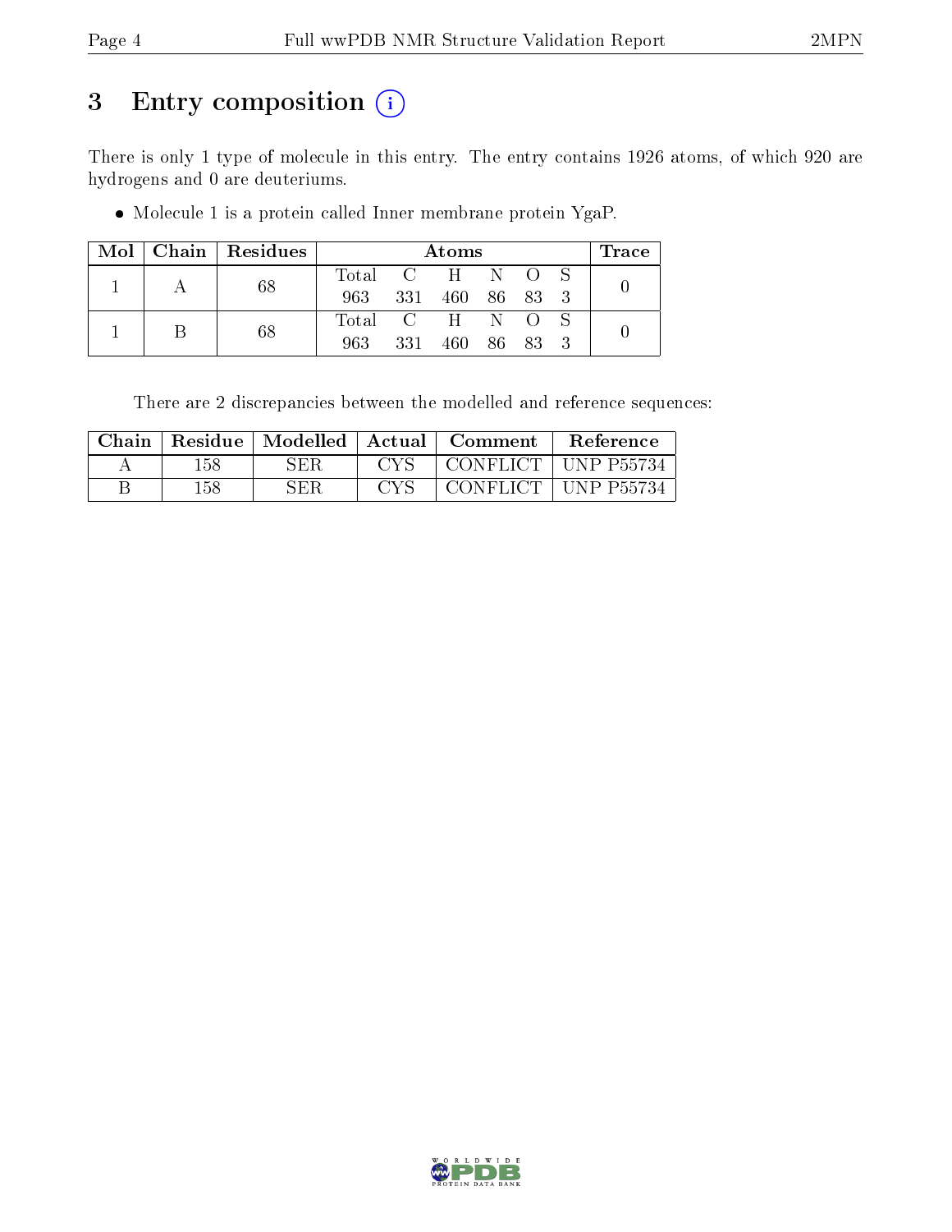# 3 Entry composition (i)

There is only 1 type of molecule in this entry. The entry contains 1926 atoms, of which 920 are hydrogens and 0 are deuteriums.

- Molecule 1 is a protein called Inner membrane protein YgaP.

| Mol | Chain | Residues | Atoms | | | | | | Trace |
|---|---|---|---|---|---|---|---|---|---|
| 1 | A | 68 | Total | C | H | N | O | S | 0 |
| | | | 963 | 331 | 460 | 86 | 83 | 3 | |
| 1 | B | 68 | Total | C | H | N | O | S | 0 |
| | | | 963 | 331 | 460 | 86 | 83 | 3 | |

There are 2 discrepancies between the modelled and reference sequences:

| Chain | Residue | Modelled | Actual | Comment | Reference |
|---|---|---|---|---|---|
| A | 158 | SER | CYS | CONFLICT | UNP P55734 |
| B | 158 | SER | CYS | CONFLICT | UNP P55734 |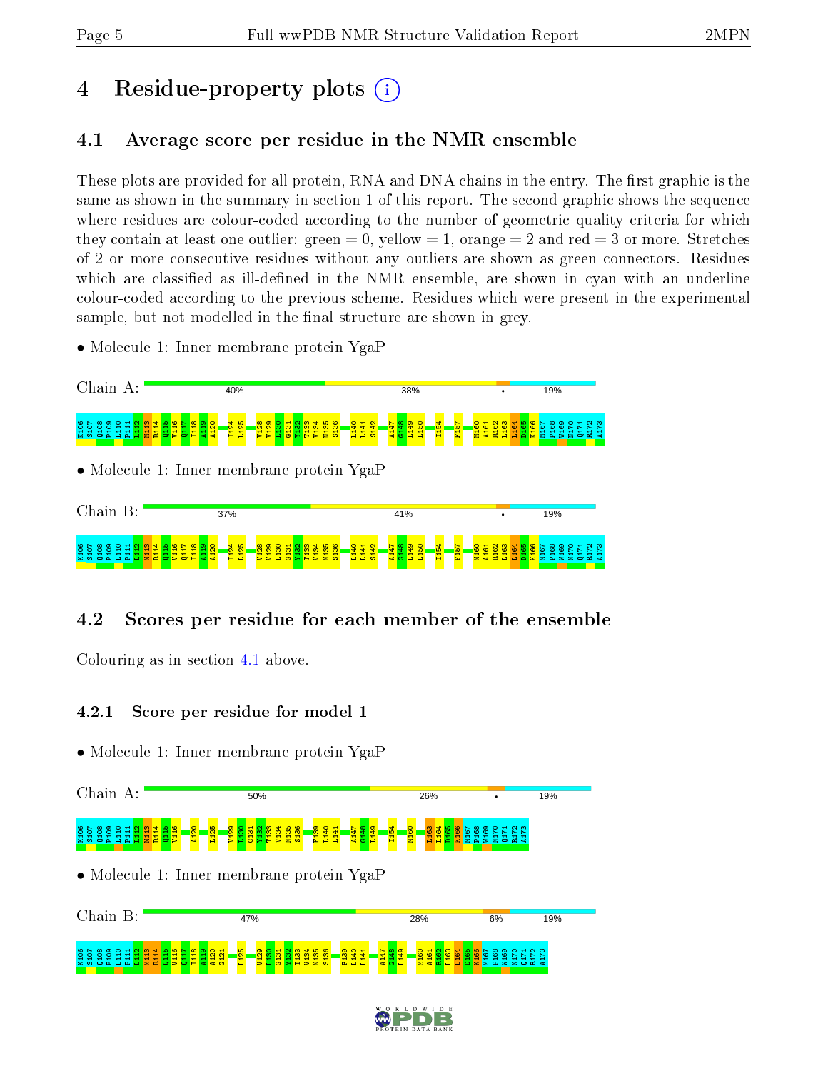# 4 Residue-property plots

## 4.1 Average score per residue in the NMR ensemble

These plots are provided for all protein, RNA and DNA chains in the entry. The first graphic is the same as shown in the summary in section 1 of this report. The second graphic shows the sequence where residues are colour-coded according to the number of geometric quality criteria for which they contain at least one outlier: green = 0, yellow = 1, orange = 2 and red = 3 or more. Stretches of 2 or more consecutive residues without any outliers are shown as green connectors. Residues which are classified as ill-defined in the NMR ensemble, are shown in cyan with an underline colour-coded according to the previous scheme. Residues which were present in the experimental sample, but not modelled in the final structure are shown in grey.

- Molecule 1: Inner membrane protein YgaP

Chain A: 40% 38% • 19%

K106 S107 Q108 P109 L110 P111 L112 M113 R114 Q115 V116 Q117 I118 A119 A120 I124 L125 V128 V129 L130 G131 Y132 T133 V134 N135 S136 L140 L141 S142 A147 G148 L149 L150 I154 F157 M160 A161 R162 L163 L164 D165 K166 M167 F168 W169 N170 Q171 R172 A173

- Molecule 1: Inner membrane protein YgaP

Chain B: 37% 41% • 19%

K106 S107 Q108 P109 L110 P111 L112 M113 R114 Q115 V116 Q117 I118 A119 A120 I124 L125 V128 V129 L130 G131 Y132 T133 V134 N135 S136 L140 L141 S142 A147 G148 L149 L150 I154 F157 M160 A161 R162 L163 L164 D165 K166 M167 F168 W169 N170 Q171 R172 A173

## 4.2 Scores per residue for each member of the ensemble

Colouring as in section 4.1 above.

### 4.2.1 Score per residue for model 1

- Molecule 1: Inner membrane protein YgaP

Chain A: 50% 26% • 19%

K106 S107 Q108 P109 L110 P111 L112 M113 R114 Q115 V116 A120 L125 V129 L130 G131 Y132 T133 V134 N135 S136 F139 L140 L141 A147 G148 L149 I154 M160 L163 L164 D165 K166 M167 F168 W169 N170 Q171 R172 A173

- Molecule 1: Inner membrane protein YgaP

Chain B: 47% 28% 6% 19%

K106 S107 Q108 P109 L110 P111 L112 M113 R114 Q115 V116 Q117 I118 A119 A120 G121 L125 V129 L130 G131 Y132 T133 V134 N135 S136 F139 L140 L141 A147 G148 L149 M160 A161 R162 L163 L164 D165 K166 M167 F168 W169 N170 Q171 R172 A173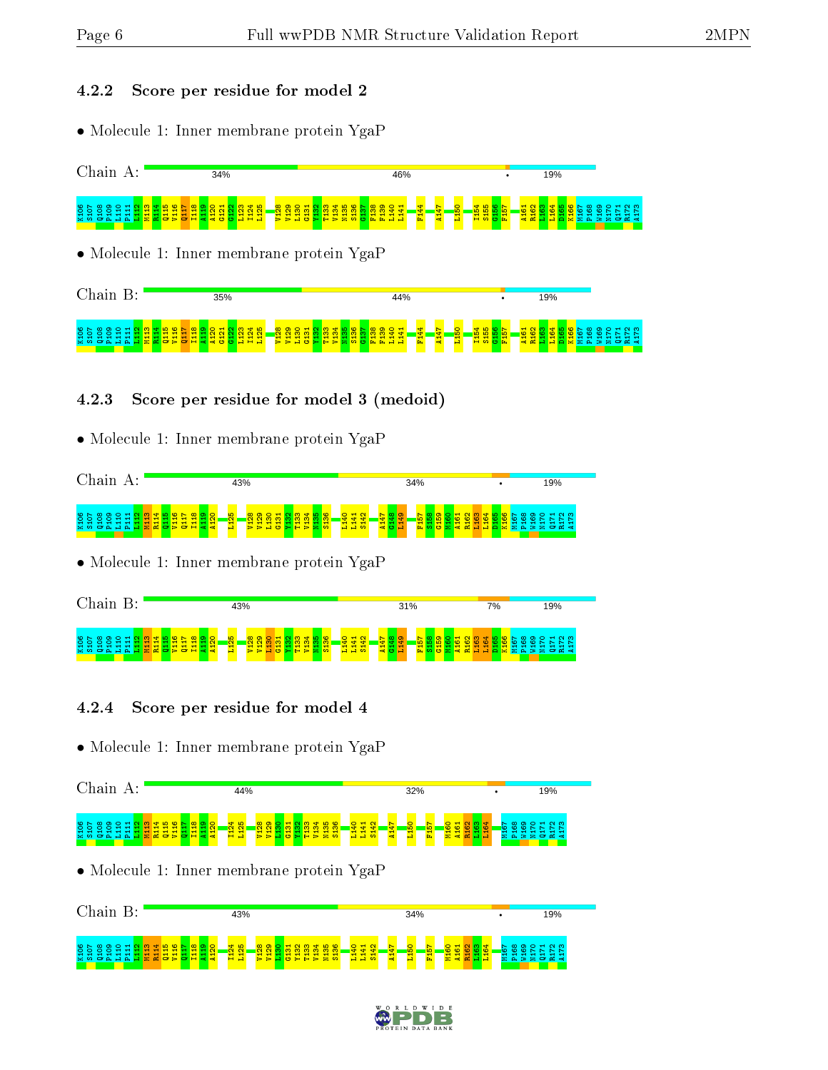### 4.2.2 Score per residue for model 2

- Molecule 1: Inner membrane protein YgaP

Chain A: 34% 46% • 19%

K106 S107 Q108 P109 L110 P111 L112 M113 R114 Q115 V116 Q117 I118 A119 A120 G121 G122 L123 I124 L125 V128 V129 L130 G131 Y132 T133 V134 N135 S136 G137 F138 F139 L140 L141 F144 A147 L150 I154 S155 G156 F157 A161 R162 L163 L164 D165 K166 M167 P168 W169 N170 Q171 R172 A173

- Molecule 1: Inner membrane protein YgaP

Chain B: 35% 44% • 19%

K106 S107 Q108 P109 L110 P111 L112 M113 R114 Q115 V116 Q117 I118 A119 A120 G121 G122 L123 I124 L125 V128 V129 L130 G131 Y132 T133 V134 N135 S136 G137 F138 F139 L140 L141 F144 A147 L150 I154 S155 G156 F157 A161 R162 L163 L164 D165 K166 M167 P168 W169 N170 Q171 R172 A173

### 4.2.3 Score per residue for model 3 (medoid)

- Molecule 1: Inner membrane protein YgaP

Chain A: 43% 34% • 19%

K106 S107 Q108 P109 L110 P111 L112 M113 R114 Q115 V116 Q117 I118 A119 A120 L125 V128 V129 L130 G131 Y132 T133 V134 N135 S136 L140 L141 S142 A147 G148 L149 F157 S158 G159 M160 A161 R162 L163 L164 D165 K166 M167 P168 W169 N170 Q171 R172 A173

- Molecule 1: Inner membrane protein YgaP

Chain B: 43% 31% 7% 19%

K106 S107 Q108 P109 L110 P111 L112 M113 R114 Q115 V116 Q117 I118 A119 A120 L125 V128 V129 L130 G131 Y132 T133 V134 N135 S136 L140 L141 S142 A147 G148 L149 F157 S158 G159 M160 A161 R162 L163 L164 D165 K166 M167 P168 W169 N170 Q171 R172 A173

### 4.2.4 Score per residue for model 4

- Molecule 1: Inner membrane protein YgaP

Chain A: 44% 32% • 19%

K106 S107 Q108 P109 L110 P111 L112 M113 R114 Q115 V116 Q117 I118 A119 A120 I124 L125 V128 V129 L130 G131 Y132 T133 V134 N135 S136 L140 L141 S142 A147 L150 F157 M160 A161 R162 L163 L164 M167 P168 W169 N170 Q171 R172 A173

- Molecule 1: Inner membrane protein YgaP

Chain B: 43% 34% • 19%

K106 S107 Q108 P109 L110 P111 L112 M113 R114 Q115 V116 Q117 I118 A119 A120 I124 L125 V128 V129 L130 G131 Y132 T133 V134 N135 S136 L140 L141 S142 A147 L150 F157 M160 A161 R162 L163 L164 M167 P168 W169 N170 Q171 R172 A173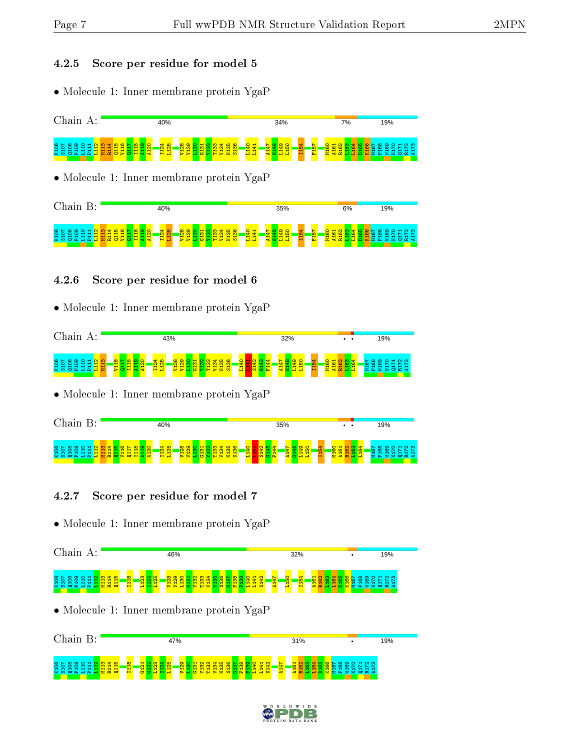### 4.2.5 Score per residue for model 5

- Molecule 1: Inner membrane protein YgaP

Chain A: 40% 34% 7% 19%

K106 S107 Q108 P109 L110 P111 L112 M113 R114 Q115 V116 Q117 I118 A119 A120 I124 L125 V128 V129 L130 G131 Y132 T133 V134 N135 S136 L140 L141 A147 G148 L149 L150 I154 F157 M160 A161 R162 L163 L164 D165 K166 M167 P168 W169 N170 Q171 R172 A173

- Molecule 1: Inner membrane protein YgaP

Chain B: 40% 35% 6% 19%

K106 S107 Q108 P109 L110 P111 L112 M113 R114 Q115 V116 Q117 I118 A119 A120 I124 L125 V128 V129 L130 G131 Y132 T133 V134 N135 S136 L140 L141 A147 G148 L149 L150 I154 F157 M160 A161 R162 L163 L164 D165 K166 M167 P168 W169 N170 Q171 R172 A173

### 4.2.6 Score per residue for model 6

- Molecule 1: Inner membrane protein YgaP

Chain A: 43% 32% • • 19%

K106 S107 Q108 P109 L110 P111 L112 M113 V116 Q117 I118 A119 A120 I124 L125 V128 V129 L130 G131 Y132 T133 V134 N135 S136 L140 L141 S142 G143 F144 A147 G148 L149 L150 I154 M160 A161 R162 L163 L164 M167 P168 W169 N170 Q171 R172 A173

- Molecule 1: Inner membrane protein YgaP

Chain B: 40% 35% • • 19%

K106 S107 Q108 P109 L110 P111 L112 M113 R114 Q115 V116 Q117 I118 A119 A120 I124 L125 V128 V129 L130 G131 Y132 T133 V134 N135 S136 L140 L141 S142 G143 F144 A147 G148 L149 L150 I154 M160 A161 R162 L163 L164 M167 P168 W169 N170 Q171 R172 A173

### 4.2.7 Score per residue for model 7

- Molecule 1: Inner membrane protein YgaP

Chain A: 46% 32% • 19%

K106 S107 Q108 P109 L110 P111 L112 M113 R114 Q115 I118 L123 G124 L125 V128 V129 L130 G131 Y132 T133 V134 N135 S136 G137 F138 F139 L140 L141 S142 A147 L150 I154 A161 R162 L163 L164 D165 K166 M167 P168 W169 N170 Q171 R172 A173

- Molecule 1: Inner membrane protein YgaP

Chain B: 47% 31% • 19%

K106 S107 Q108 P109 L110 P111 L112 M113 R114 Q115 I118 G121 G122 L123 I124 L125 V129 L130 G131 Y132 T133 V134 N135 S136 G137 F138 F139 L140 L141 S142 A147 A161 R162 L163 L164 D165 K166 M167 P168 W169 N170 Q171 R172 A173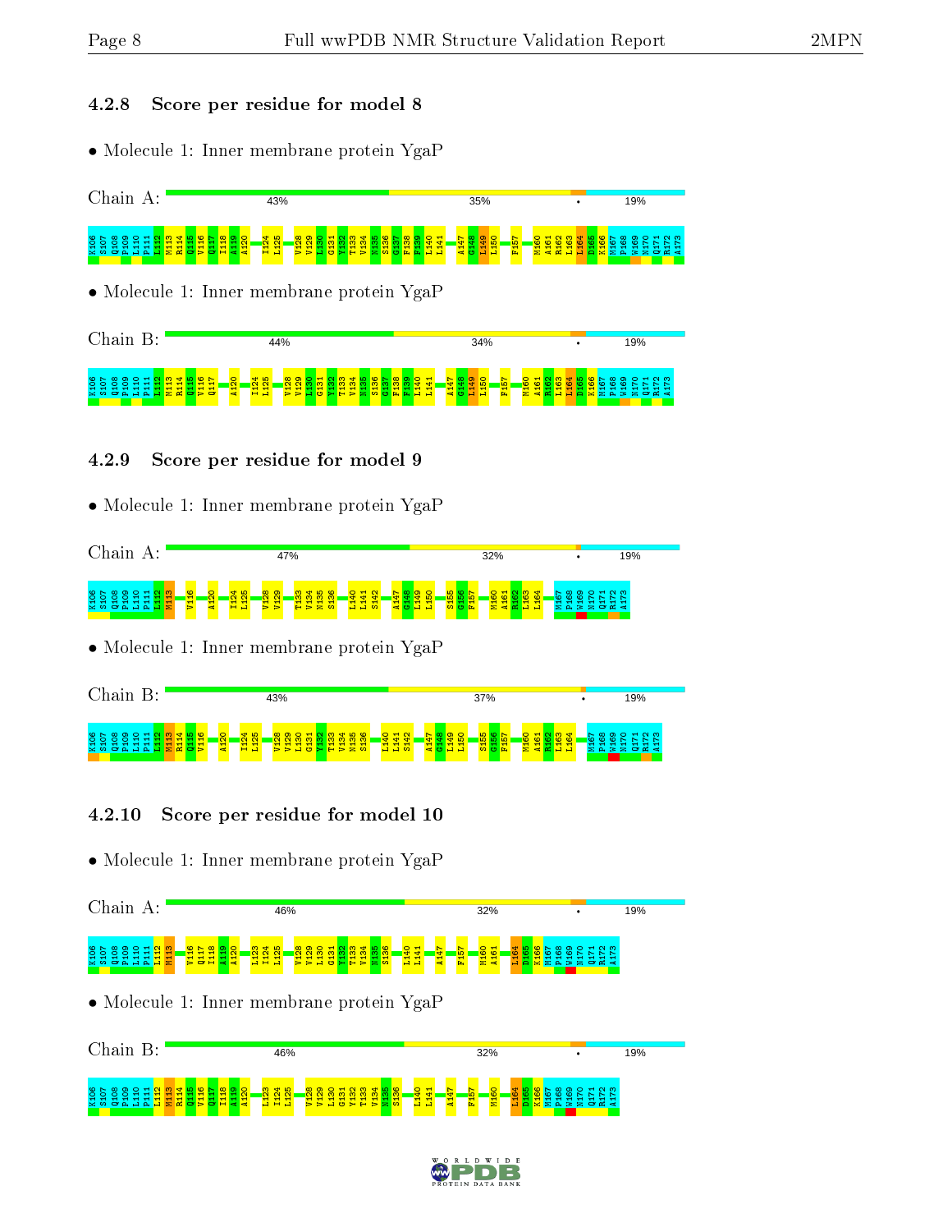### 4.2.8 Score per residue for model 8

- Molecule 1: Inner membrane protein YgaP

Chain A: 43% 35% • 19%

K106 S107 Q108 P109 L110 P111 L112 M113 R114 Q115 V116 Q117 I118 A119 A120 I124 L125 V128 V129 L130 G131 Y132 T133 V134 N135 S136 G137 F138 F139 L140 L141 A147 G148 L149 L150 F157 M160 A161 R162 L163 L164 D165 K166 M167 P168 W169 N170 Q171 R172 A173

- Molecule 1: Inner membrane protein YgaP

Chain B: 44% 34% • 19%

K106 S107 Q108 P109 L110 P111 L112 M113 R114 Q115 V116 Q117 A120 I124 L125 V128 V129 L130 G131 Y132 T133 V134 N135 S136 G137 F138 F139 L140 L141 A147 G148 L149 L150 F157 M160 A161 R162 L163 L164 D165 K166 M167 P168 W169 N170 Q171 R172 A173

### 4.2.9 Score per residue for model 9

- Molecule 1: Inner membrane protein YgaP

Chain A: 47% 32% • 19%

K106 S107 Q108 P109 L110 P111 L112 M113 V116 A120 I124 L125 V128 V129 T133 V134 N135 S136 L140 L141 S142 A147 G148 L149 L150 S155 G156 F157 M160 A161 R162 L163 L164 M167 P168 W169 N170 Q171 R172 A173

- Molecule 1: Inner membrane protein YgaP

Chain B: 43% 37% • 19%

K106 S107 Q108 P109 L110 P111 L112 M113 R114 Q115 V116 A120 I124 L125 V128 V129 L130 G131 Y132 T133 V134 N135 S136 L140 L141 S142 A147 G148 L149 L150 S155 G156 F157 M160 A161 R162 L163 L164 M167 P168 W169 N170 Q171 R172 A173

### 4.2.10 Score per residue for model 10

- Molecule 1: Inner membrane protein YgaP

Chain A: 46% 32% • 19%

K106 S107 Q108 P109 L110 P111 L112 M113 V116 Q117 I118 A119 A120 L123 I124 L125 V128 V129 L130 G131 Y132 T133 V134 N135 S136 L140 L141 A147 F157 M160 A161 L164 D165 K166 M167 P168 W169 N170 Q171 R172 A173

- Molecule 1: Inner membrane protein YgaP

Chain B: 46% 32% • 19%

K106 S107 Q108 P109 L110 P111 L112 M113 R114 Q115 V116 Q117 I118 A119 A120 L123 I124 L125 V128 V129 L130 G131 Y132 T133 V134 N135 S136 L140 L141 A147 F157 M160 L164 D165 K166 M167 P168 W169 N170 Q171 R172 A173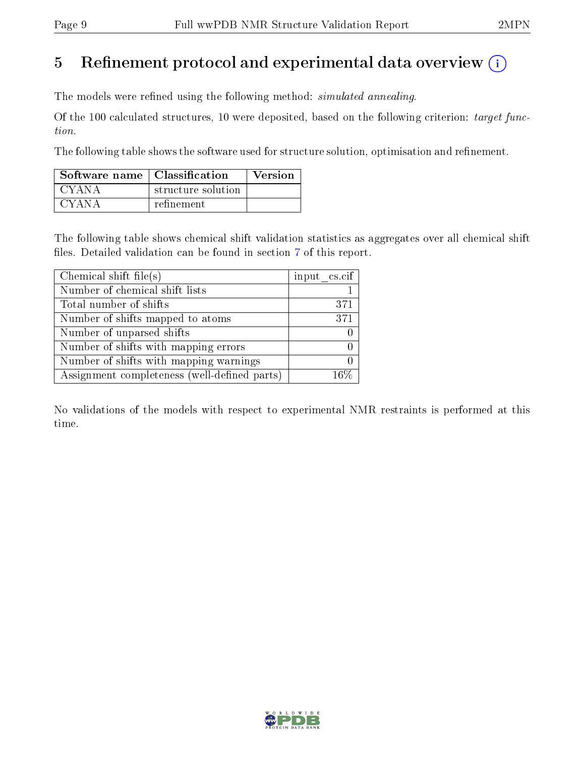# 5 Refinement protocol and experimental data overview

The models were refined using the following method: *simulated annealing*.

Of the 100 calculated structures, 10 were deposited, based on the following criterion: *target function*.

The following table shows the software used for structure solution, optimisation and refinement.

| Software name | Classification | Version |
|---|---|---|
| CYANA | structure solution | |
| CYANA | refinement | |

The following table shows chemical shift validation statistics as aggregates over all chemical shift files. Detailed validation can be found in section 7 of this report.

| Chemical shift file(s) | input_cs.cif |
|---|---|
| Number of chemical shift lists | 1 |
| Total number of shifts | 371 |
| Number of shifts mapped to atoms | 371 |
| Number of unparsed shifts | 0 |
| Number of shifts with mapping errors | 0 |
| Number of shifts with mapping warnings | 0 |
| Assignment completeness (well-defined parts) | 16% |

No validations of the models with respect to experimental NMR restraints is performed at this time.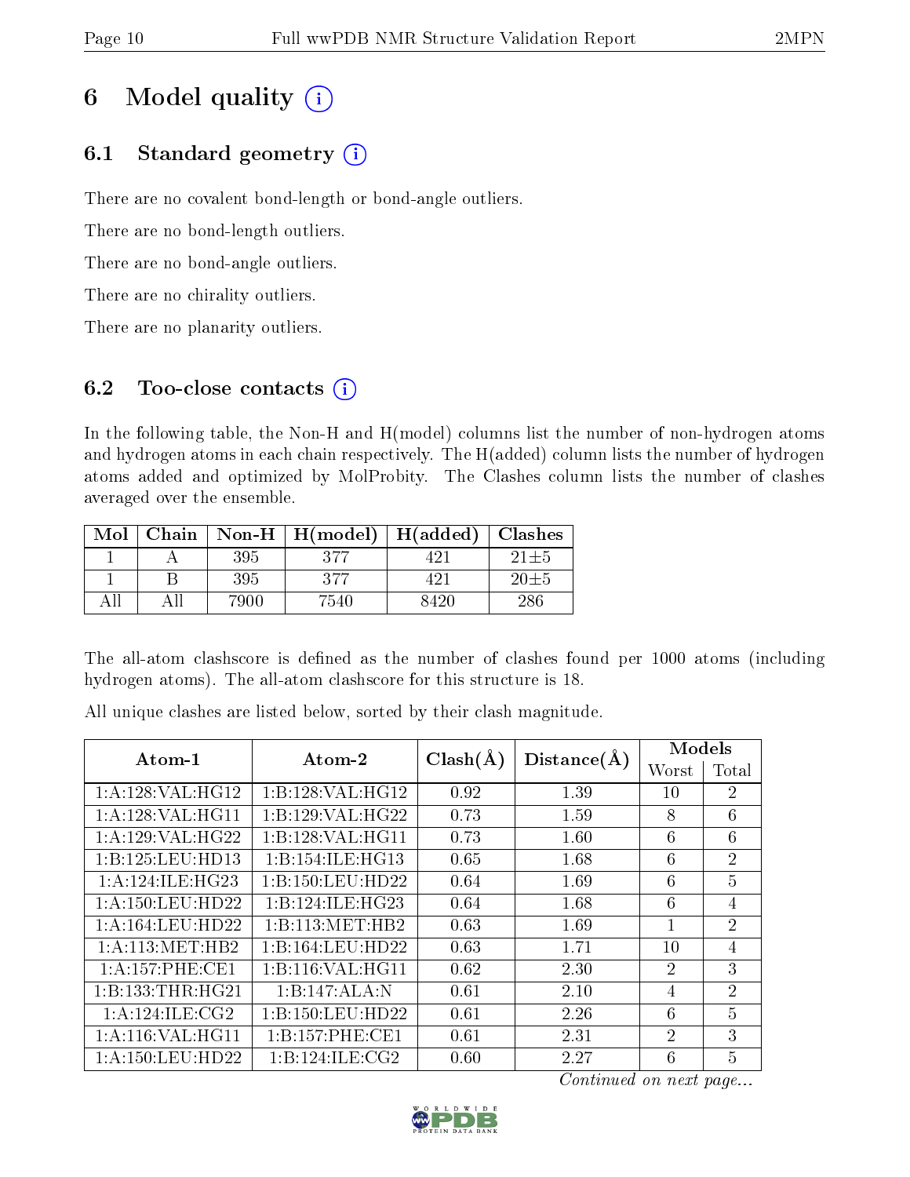# 6 Model quality (i)

## 6.1 Standard geometry (i)

There are no covalent bond-length or bond-angle outliers.

There are no bond-length outliers.

There are no bond-angle outliers.

There are no chirality outliers.

There are no planarity outliers.

## 6.2 Too-close contacts (i)

In the following table, the Non-H and H(model) columns list the number of non-hydrogen atoms and hydrogen atoms in each chain respectively. The H(added) column lists the number of hydrogen atoms added and optimized by MolProbity. The Clashes column lists the number of clashes averaged over the ensemble.

| Mol | Chain | Non-H | H(model) | H(added) | Clashes |
|---|---|---|---|---|---|
| 1 | A | 395 | 377 | 421 | 21±5 |
| 1 | B | 395 | 377 | 421 | 20±5 |
| All | All | 7900 | 7540 | 8420 | 286 |

The all-atom clashscore is defined as the number of clashes found per 1000 atoms (including hydrogen atoms). The all-atom clashscore for this structure is 18.

All unique clashes are listed below, sorted by their clash magnitude.

| Atom-1 | Atom-2 | Clash(Å) | Distance(Å) | Models | |
|---|---|---|---|---|---|
| | | | | Worst | Total |
| 1:A:128:VAL:HG12 | 1:B:128:VAL:HG12 | 0.92 | 1.39 | 10 | 2 |
| 1:A:128:VAL:HG11 | 1:B:129:VAL:HG22 | 0.73 | 1.59 | 8 | 6 |
| 1:A:129:VAL:HG22 | 1:B:128:VAL:HG11 | 0.73 | 1.60 | 6 | 6 |
| 1:B:125:LEU:HD13 | 1:B:154:ILE:HG13 | 0.65 | 1.68 | 6 | 2 |
| 1:A:124:ILE:HG23 | 1:B:150:LEU:HD22 | 0.64 | 1.69 | 6 | 5 |
| 1:A:150:LEU:HD22 | 1:B:124:ILE:HG23 | 0.64 | 1.68 | 6 | 4 |
| 1:A:164:LEU:HD22 | 1:B:113:MET:HB2 | 0.63 | 1.69 | 1 | 2 |
| 1:A:113:MET:HB2 | 1:B:164:LEU:HD22 | 0.63 | 1.71 | 10 | 4 |
| 1:A:157:PHE:CE1 | 1:B:116:VAL:HG11 | 0.62 | 2.30 | 2 | 3 |
| 1:B:133:THR:HG21 | 1:B:147:ALA:N | 0.61 | 2.10 | 4 | 2 |
| 1:A:124:ILE:CG2 | 1:B:150:LEU:HD22 | 0.61 | 2.26 | 6 | 5 |
| 1:A:116:VAL:HG11 | 1:B:157:PHE:CE1 | 0.61 | 2.31 | 2 | 3 |
| 1:A:150:LEU:HD22 | 1:B:124:ILE:CG2 | 0.60 | 2.27 | 6 | 5 |

*Continued on next page...*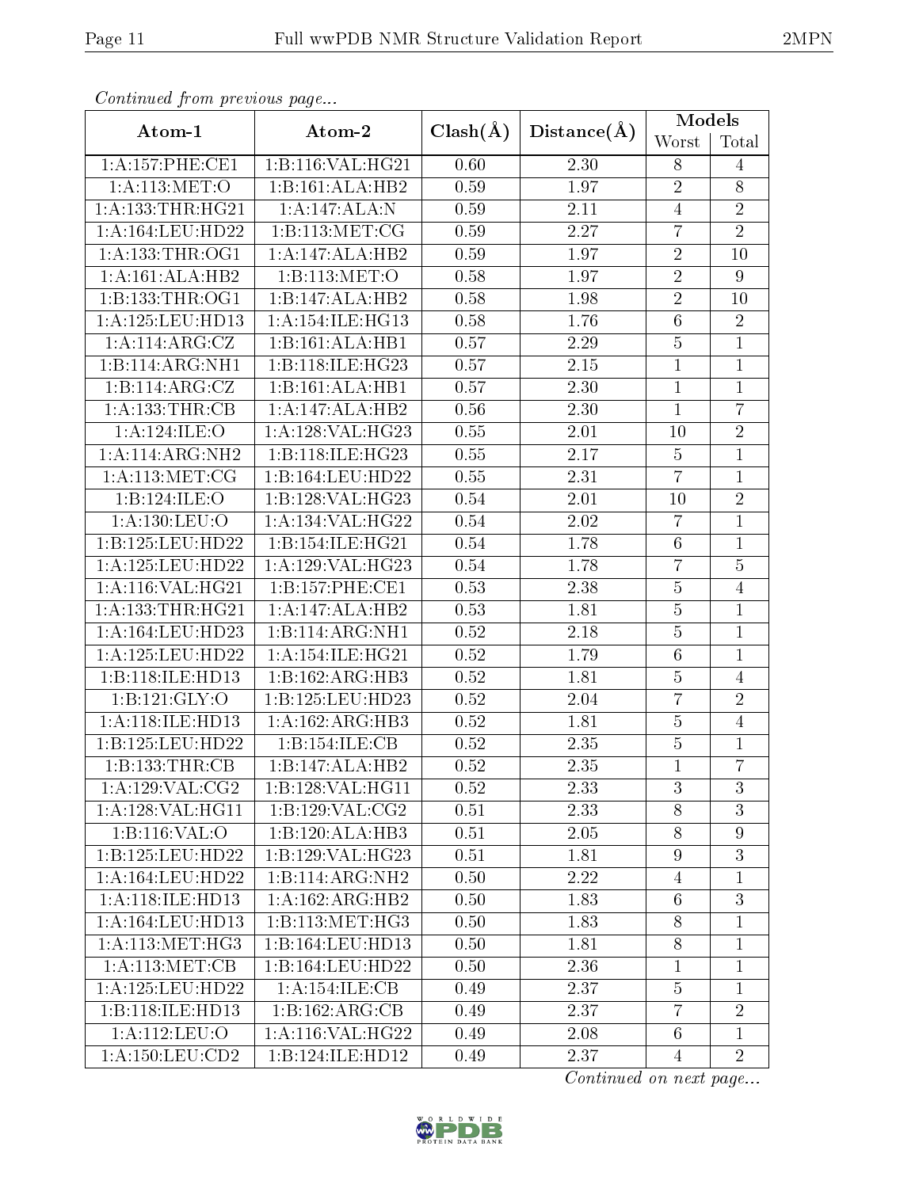*Continued from previous page...*

| Atom-1 | Atom-2 | Clash(Å) | Distance(Å) | Models | |
|---|---|---|---|---|---|
| | | | | Worst | Total |
| 1:A:157:PHE:CE1 | 1:B:116:VAL:HG21 | 0.60 | 2.30 | 8 | 4 |
| 1:A:113:MET:O | 1:B:161:ALA:HB2 | 0.59 | 1.97 | 2 | 8 |
| 1:A:133:THR:HG21 | 1:A:147:ALA:N | 0.59 | 2.11 | 4 | 2 |
| 1:A:164:LEU:HD22 | 1:B:113:MET:CG | 0.59 | 2.27 | 7 | 2 |
| 1:A:133:THR:OG1 | 1:A:147:ALA:HB2 | 0.59 | 1.97 | 2 | 10 |
| 1:A:161:ALA:HB2 | 1:B:113:MET:O | 0.58 | 1.97 | 2 | 9 |
| 1:B:133:THR:OG1 | 1:B:147:ALA:HB2 | 0.58 | 1.98 | 2 | 10 |
| 1:A:125:LEU:HD13 | 1:A:154:ILE:HG13 | 0.58 | 1.76 | 6 | 2 |
| 1:A:114:ARG:CZ | 1:B:161:ALA:HB1 | 0.57 | 2.29 | 5 | 1 |
| 1:B:114:ARG:NH1 | 1:B:118:ILE:HG23 | 0.57 | 2.15 | 1 | 1 |
| 1:B:114:ARG:CZ | 1:B:161:ALA:HB1 | 0.57 | 2.30 | 1 | 1 |
| 1:A:133:THR:CB | 1:A:147:ALA:HB2 | 0.56 | 2.30 | 1 | 7 |
| 1:A:124:ILE:O | 1:A:128:VAL:HG23 | 0.55 | 2.01 | 10 | 2 |
| 1:A:114:ARG:NH2 | 1:B:118:ILE:HG23 | 0.55 | 2.17 | 5 | 1 |
| 1:A:113:MET:CG | 1:B:164:LEU:HD22 | 0.55 | 2.31 | 7 | 1 |
| 1:B:124:ILE:O | 1:B:128:VAL:HG23 | 0.54 | 2.01 | 10 | 2 |
| 1:A:130:LEU:O | 1:A:134:VAL:HG22 | 0.54 | 2.02 | 7 | 1 |
| 1:B:125:LEU:HD22 | 1:B:154:ILE:HG21 | 0.54 | 1.78 | 6 | 1 |
| 1:A:125:LEU:HD22 | 1:A:129:VAL:HG23 | 0.54 | 1.78 | 7 | 5 |
| 1:A:116:VAL:HG21 | 1:B:157:PHE:CE1 | 0.53 | 2.38 | 5 | 4 |
| 1:A:133:THR:HG21 | 1:A:147:ALA:HB2 | 0.53 | 1.81 | 5 | 1 |
| 1:A:164:LEU:HD23 | 1:B:114:ARG:NH1 | 0.52 | 2.18 | 5 | 1 |
| 1:A:125:LEU:HD22 | 1:A:154:ILE:HG21 | 0.52 | 1.79 | 6 | 1 |
| 1:B:118:ILE:HD13 | 1:B:162:ARG:HB3 | 0.52 | 1.81 | 5 | 4 |
| 1:B:121:GLY:O | 1:B:125:LEU:HD23 | 0.52 | 2.04 | 7 | 2 |
| 1:A:118:ILE:HD13 | 1:A:162:ARG:HB3 | 0.52 | 1.81 | 5 | 4 |
| 1:B:125:LEU:HD22 | 1:B:154:ILE:CB | 0.52 | 2.35 | 5 | 1 |
| 1:B:133:THR:CB | 1:B:147:ALA:HB2 | 0.52 | 2.35 | 1 | 7 |
| 1:A:129:VAL:CG2 | 1:B:128:VAL:HG11 | 0.52 | 2.33 | 3 | 3 |
| 1:A:128:VAL:HG11 | 1:B:129:VAL:CG2 | 0.51 | 2.33 | 8 | 3 |
| 1:B:116:VAL:O | 1:B:120:ALA:HB3 | 0.51 | 2.05 | 8 | 9 |
| 1:B:125:LEU:HD22 | 1:B:129:VAL:HG23 | 0.51 | 1.81 | 9 | 3 |
| 1:A:164:LEU:HD22 | 1:B:114:ARG:NH2 | 0.50 | 2.22 | 4 | 1 |
| 1:A:118:ILE:HD13 | 1:A:162:ARG:HB2 | 0.50 | 1.83 | 6 | 3 |
| 1:A:164:LEU:HD13 | 1:B:113:MET:HG3 | 0.50 | 1.83 | 8 | 1 |
| 1:A:113:MET:HG3 | 1:B:164:LEU:HD13 | 0.50 | 1.81 | 8 | 1 |
| 1:A:113:MET:CB | 1:B:164:LEU:HD22 | 0.50 | 2.36 | 1 | 1 |
| 1:A:125:LEU:HD22 | 1:A:154:ILE:CB | 0.49 | 2.37 | 5 | 1 |
| 1:B:118:ILE:HD13 | 1:B:162:ARG:CB | 0.49 | 2.37 | 7 | 2 |
| 1:A:112:LEU:O | 1:A:116:VAL:HG22 | 0.49 | 2.08 | 6 | 1 |
| 1:A:150:LEU:CD2 | 1:B:124:ILE:HD12 | 0.49 | 2.37 | 4 | 2 |

*Continued on next page...*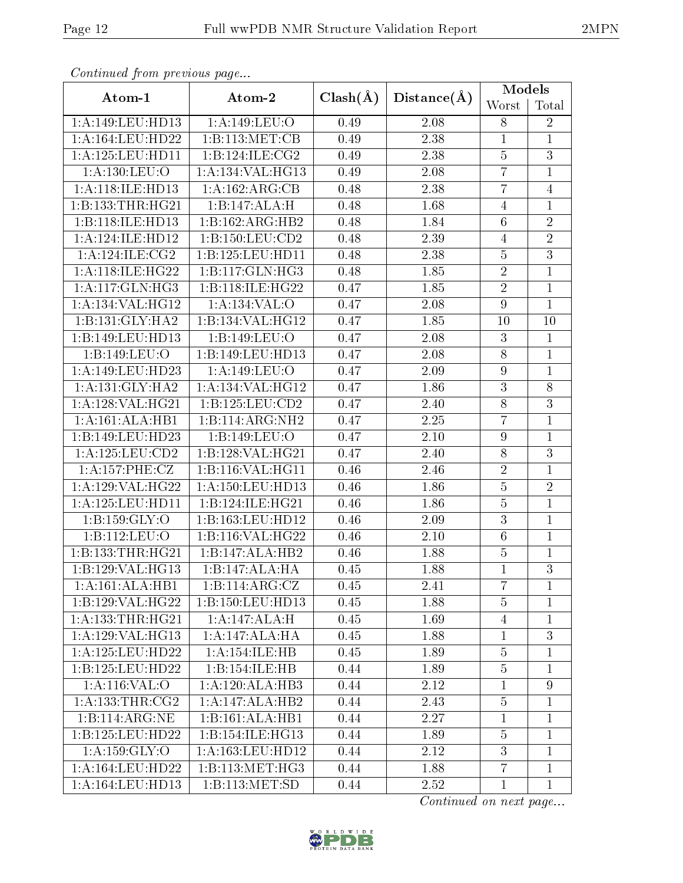*Continued from previous page...*

| Atom-1 | Atom-2 | Clash(Å) | Distance(Å) | Models | |
|---|---|---|---|---|---|
| | | | | Worst | Total |
| 1:A:149:LEU:HD13 | 1:A:149:LEU:O | 0.49 | 2.08 | 8 | 2 |
| 1:A:164:LEU:HD22 | 1:B:113:MET:CB | 0.49 | 2.38 | 1 | 1 |
| 1:A:125:LEU:HD11 | 1:B:124:ILE:CG2 | 0.49 | 2.38 | 5 | 3 |
| 1:A:130:LEU:O | 1:A:134:VAL:HG13 | 0.49 | 2.08 | 7 | 1 |
| 1:A:118:ILE:HD13 | 1:A:162:ARG:CB | 0.48 | 2.38 | 7 | 4 |
| 1:B:133:THR:HG21 | 1:B:147:ALA:H | 0.48 | 1.68 | 4 | 1 |
| 1:B:118:ILE:HD13 | 1:B:162:ARG:HB2 | 0.48 | 1.84 | 6 | 2 |
| 1:A:124:ILE:HD12 | 1:B:150:LEU:CD2 | 0.48 | 2.39 | 4 | 2 |
| 1:A:124:ILE:CG2 | 1:B:125:LEU:HD11 | 0.48 | 2.38 | 5 | 3 |
| 1:A:118:ILE:HG22 | 1:B:117:GLN:HG3 | 0.48 | 1.85 | 2 | 1 |
| 1:A:117:GLN:HG3 | 1:B:118:ILE:HG22 | 0.47 | 1.85 | 2 | 1 |
| 1:A:134:VAL:HG12 | 1:A:134:VAL:O | 0.47 | 2.08 | 9 | 1 |
| 1:B:131:GLY:HA2 | 1:B:134:VAL:HG12 | 0.47 | 1.85 | 10 | 10 |
| 1:B:149:LEU:HD13 | 1:B:149:LEU:O | 0.47 | 2.08 | 3 | 1 |
| 1:B:149:LEU:O | 1:B:149:LEU:HD13 | 0.47 | 2.08 | 8 | 1 |
| 1:A:149:LEU:HD23 | 1:A:149:LEU:O | 0.47 | 2.09 | 9 | 1 |
| 1:A:131:GLY:HA2 | 1:A:134:VAL:HG12 | 0.47 | 1.86 | 3 | 8 |
| 1:A:128:VAL:HG21 | 1:B:125:LEU:CD2 | 0.47 | 2.40 | 8 | 3 |
| 1:A:161:ALA:HB1 | 1:B:114:ARG:NH2 | 0.47 | 2.25 | 7 | 1 |
| 1:B:149:LEU:HD23 | 1:B:149:LEU:O | 0.47 | 2.10 | 9 | 1 |
| 1:A:125:LEU:CD2 | 1:B:128:VAL:HG21 | 0.47 | 2.40 | 8 | 3 |
| 1:A:157:PHE:CZ | 1:B:116:VAL:HG11 | 0.46 | 2.46 | 2 | 1 |
| 1:A:129:VAL:HG22 | 1:A:150:LEU:HD13 | 0.46 | 1.86 | 5 | 2 |
| 1:A:125:LEU:HD11 | 1:B:124:ILE:HG21 | 0.46 | 1.86 | 5 | 1 |
| 1:B:159:GLY:O | 1:B:163:LEU:HD12 | 0.46 | 2.09 | 3 | 1 |
| 1:B:112:LEU:O | 1:B:116:VAL:HG22 | 0.46 | 2.10 | 6 | 1 |
| 1:B:133:THR:HG21 | 1:B:147:ALA:HB2 | 0.46 | 1.88 | 5 | 1 |
| 1:B:129:VAL:HG13 | 1:B:147:ALA:HA | 0.45 | 1.88 | 1 | 3 |
| 1:A:161:ALA:HB1 | 1:B:114:ARG:CZ | 0.45 | 2.41 | 7 | 1 |
| 1:B:129:VAL:HG22 | 1:B:150:LEU:HD13 | 0.45 | 1.88 | 5 | 1 |
| 1:A:133:THR:HG21 | 1:A:147:ALA:H | 0.45 | 1.69 | 4 | 1 |
| 1:A:129:VAL:HG13 | 1:A:147:ALA:HA | 0.45 | 1.88 | 1 | 3 |
| 1:A:125:LEU:HD22 | 1:A:154:ILE:HB | 0.45 | 1.89 | 5 | 1 |
| 1:B:125:LEU:HD22 | 1:B:154:ILE:HB | 0.44 | 1.89 | 5 | 1 |
| 1:A:116:VAL:O | 1:A:120:ALA:HB3 | 0.44 | 2.12 | 1 | 9 |
| 1:A:133:THR:CG2 | 1:A:147:ALA:HB2 | 0.44 | 2.43 | 5 | 1 |
| 1:B:114:ARG:NE | 1:B:161:ALA:HB1 | 0.44 | 2.27 | 1 | 1 |
| 1:B:125:LEU:HD22 | 1:B:154:ILE:HG13 | 0.44 | 1.89 | 5 | 1 |
| 1:A:159:GLY:O | 1:A:163:LEU:HD12 | 0.44 | 2.12 | 3 | 1 |
| 1:A:164:LEU:HD22 | 1:B:113:MET:HG3 | 0.44 | 1.88 | 7 | 1 |
| 1:A:164:LEU:HD13 | 1:B:113:MET:SD | 0.44 | 2.52 | 1 | 1 |

*Continued on next page...*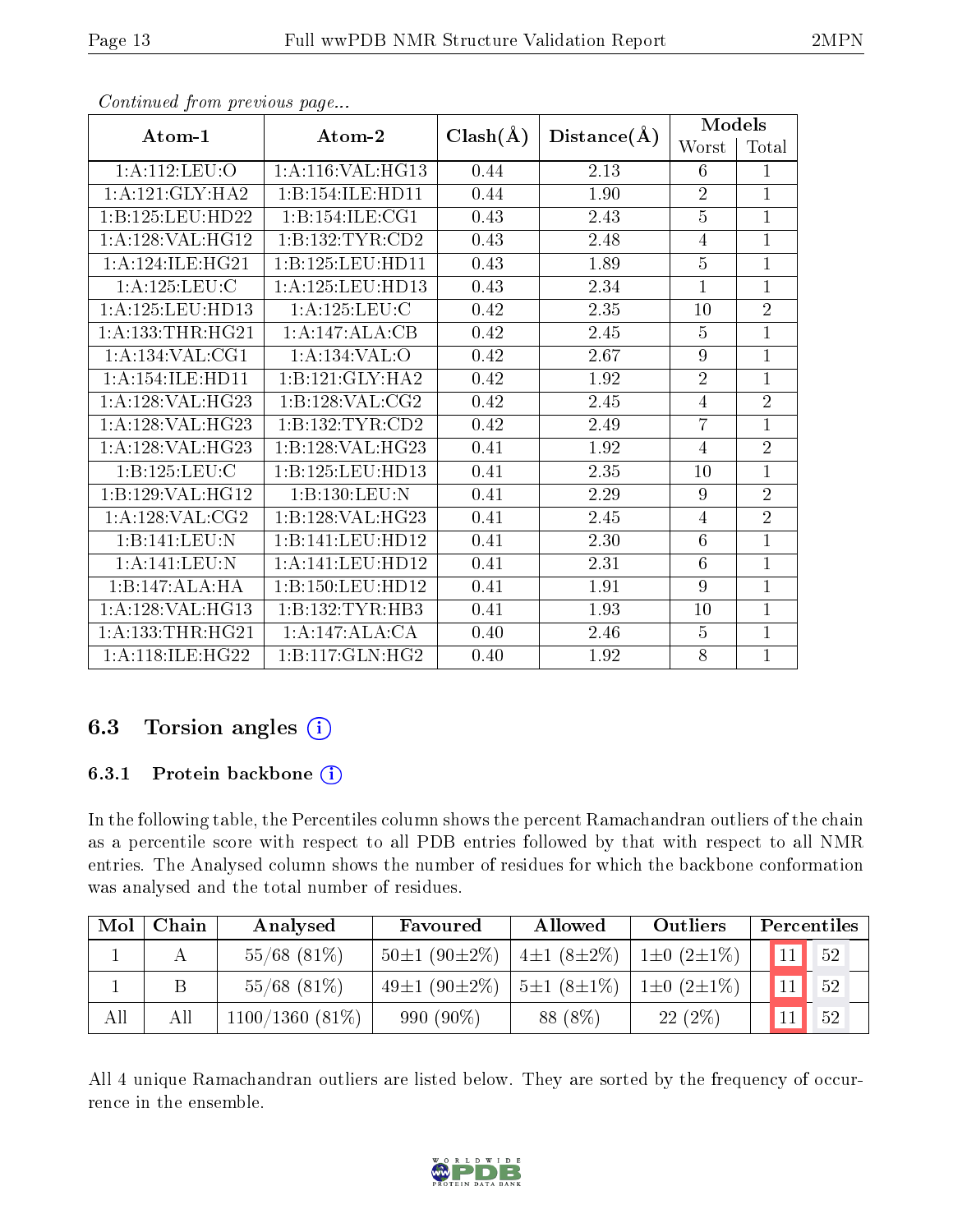*Continued from previous page...*

| Atom-1 | Atom-2 | Clash(Å) | Distance(Å) | Models | |
|---|---|---|---|---|---|
| | | | | Worst | Total |
| 1:A:112:LEU:O | 1:A:116:VAL:HG13 | 0.44 | 2.13 | 6 | 1 |
| 1:A:121:GLY:HA2 | 1:B:154:ILE:HD11 | 0.44 | 1.90 | 2 | 1 |
| 1:B:125:LEU:HD22 | 1:B:154:ILE:CG1 | 0.43 | 2.43 | 5 | 1 |
| 1:A:128:VAL:HG12 | 1:B:132:TYR:CD2 | 0.43 | 2.48 | 4 | 1 |
| 1:A:124:ILE:HG21 | 1:B:125:LEU:HD11 | 0.43 | 1.89 | 5 | 1 |
| 1:A:125:LEU:C | 1:A:125:LEU:HD13 | 0.43 | 2.34 | 1 | 1 |
| 1:A:125:LEU:HD13 | 1:A:125:LEU:C | 0.42 | 2.35 | 10 | 2 |
| 1:A:133:THR:HG21 | 1:A:147:ALA:CB | 0.42 | 2.45 | 5 | 1 |
| 1:A:134:VAL:CG1 | 1:A:134:VAL:O | 0.42 | 2.67 | 9 | 1 |
| 1:A:154:ILE:HD11 | 1:B:121:GLY:HA2 | 0.42 | 1.92 | 2 | 1 |
| 1:A:128:VAL:HG23 | 1:B:128:VAL:CG2 | 0.42 | 2.45 | 4 | 2 |
| 1:A:128:VAL:HG23 | 1:B:132:TYR:CD2 | 0.42 | 2.49 | 7 | 1 |
| 1:A:128:VAL:HG23 | 1:B:128:VAL:HG23 | 0.41 | 1.92 | 4 | 2 |
| 1:B:125:LEU:C | 1:B:125:LEU:HD13 | 0.41 | 2.35 | 10 | 1 |
| 1:B:129:VAL:HG12 | 1:B:130:LEU:N | 0.41 | 2.29 | 9 | 2 |
| 1:A:128:VAL:CG2 | 1:B:128:VAL:HG23 | 0.41 | 2.45 | 4 | 2 |
| 1:B:141:LEU:N | 1:B:141:LEU:HD12 | 0.41 | 2.30 | 6 | 1 |
| 1:A:141:LEU:N | 1:A:141:LEU:HD12 | 0.41 | 2.31 | 6 | 1 |
| 1:B:147:ALA:HA | 1:B:150:LEU:HD12 | 0.41 | 1.91 | 9 | 1 |
| 1:A:128:VAL:HG13 | 1:B:132:TYR:HB3 | 0.41 | 1.93 | 10 | 1 |
| 1:A:133:THR:HG21 | 1:A:147:ALA:CA | 0.40 | 2.46 | 5 | 1 |
| 1:A:118:ILE:HG22 | 1:B:117:GLN:HG2 | 0.40 | 1.92 | 8 | 1 |

## 6.3 Torsion angles

### 6.3.1 Protein backbone

In the following table, the Percentiles column shows the percent Ramachandran outliers of the chain as a percentile score with respect to all PDB entries followed by that with respect to all NMR entries. The Analysed column shows the number of residues for which the backbone conformation was analysed and the total number of residues.

| Mol | Chain | Analysed | Favoured | Allowed | Outliers | Percentiles | |
|---|---|---|---|---|---|---|---|
| 1 | A | 55/68 (81%) | 50±1 (90±2%) | 4±1 (8±2%) | 1±0 (2±1%) | 11 | 52 |
| 1 | B | 55/68 (81%) | 49±1 (90±2%) | 5±1 (8±1%) | 1±0 (2±1%) | 11 | 52 |
| All | All | 1100/1360 (81%) | 990 (90%) | 88 (8%) | 22 (2%) | 11 | 52 |

All 4 unique Ramachandran outliers are listed below. They are sorted by the frequency of occurrence in the ensemble.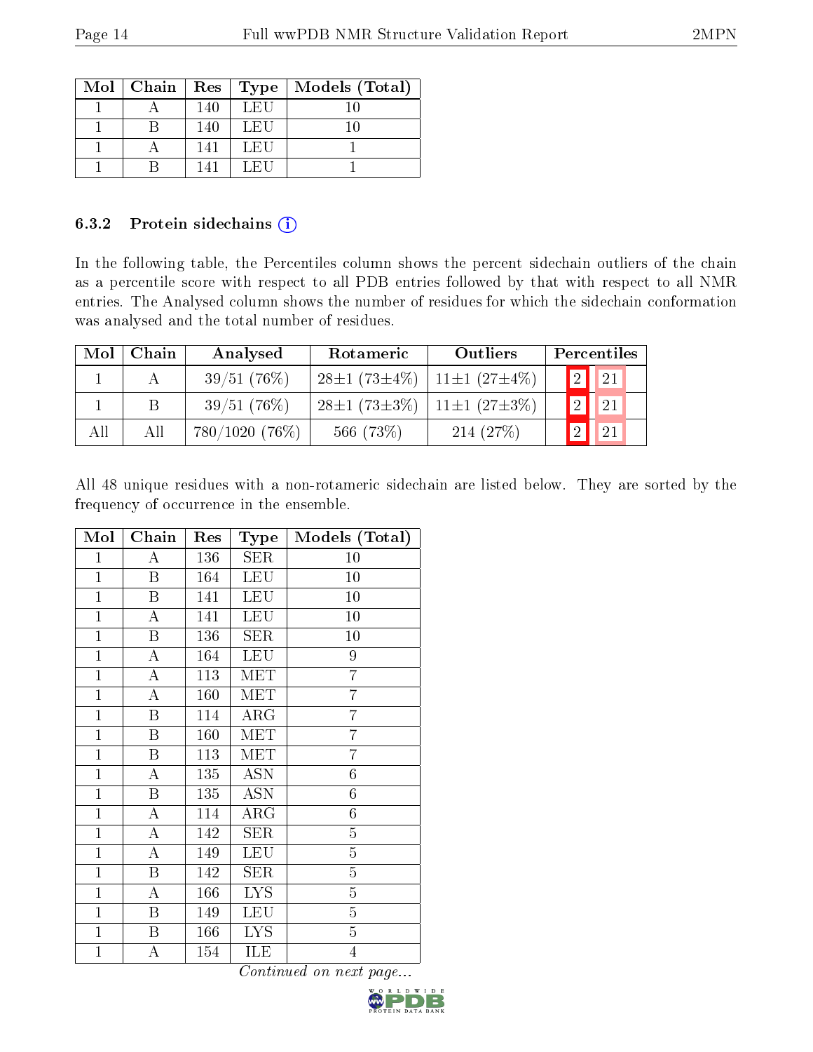| Mol | Chain | Res | Type | Models (Total) |
|---|---|---|---|---|
| 1 | A | 140 | LEU | 10 |
| 1 | B | 140 | LEU | 10 |
| 1 | A | 141 | LEU | 1 |
| 1 | B | 141 | LEU | 1 |

### 6.3.2 Protein sidechains

In the following table, the Percentiles column shows the percent sidechain outliers of the chain as a percentile score with respect to all PDB entries followed by that with respect to all NMR entries. The Analysed column shows the number of residues for which the sidechain conformation was analysed and the total number of residues.

| Mol | Chain | Analysed | Rotameric | Outliers | Percentiles | |
|---|---|---|---|---|---|---|
| 1 | A | 39/51 (76%) | 28±1 (73±4%) | 11±1 (27±4%) | 2 | 21 |
| 1 | B | 39/51 (76%) | 28±1 (73±3%) | 11±1 (27±3%) | 2 | 21 |
| All | All | 780/1020 (76%) | 566 (73%) | 214 (27%) | 2 | 21 |

All 48 unique residues with a non-rotameric sidechain are listed below. They are sorted by the frequency of occurrence in the ensemble.

| Mol | Chain | Res | Type | Models (Total) |
|---|---|---|---|---|
| 1 | A | 136 | SER | 10 |
| 1 | B | 164 | LEU | 10 |
| 1 | B | 141 | LEU | 10 |
| 1 | A | 141 | LEU | 10 |
| 1 | B | 136 | SER | 10 |
| 1 | A | 164 | LEU | 9 |
| 1 | A | 113 | MET | 7 |
| 1 | A | 160 | MET | 7 |
| 1 | B | 114 | ARG | 7 |
| 1 | B | 160 | MET | 7 |
| 1 | B | 113 | MET | 7 |
| 1 | A | 135 | ASN | 6 |
| 1 | B | 135 | ASN | 6 |
| 1 | A | 114 | ARG | 6 |
| 1 | A | 142 | SER | 5 |
| 1 | A | 149 | LEU | 5 |
| 1 | B | 142 | SER | 5 |
| 1 | A | 166 | LYS | 5 |
| 1 | B | 149 | LEU | 5 |
| 1 | B | 166 | LYS | 5 |
| 1 | A | 154 | ILE | 4 |

*Continued on next page...*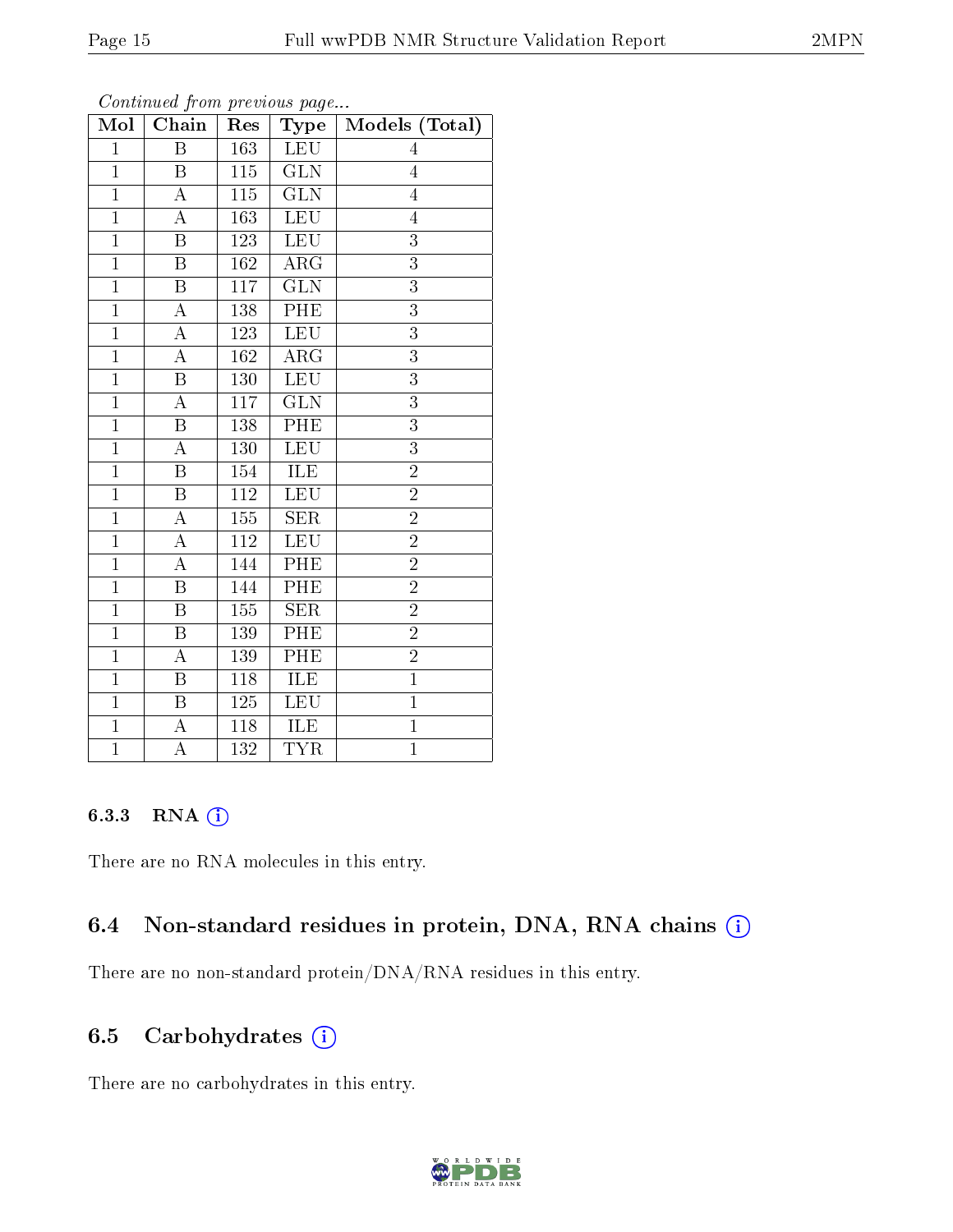*Continued from previous page...*

| Mol | Chain | Res | Type | Models (Total) |
|---|---|---|---|---|
| 1 | B | 163 | LEU | 4 |
| 1 | B | 115 | GLN | 4 |
| 1 | A | 115 | GLN | 4 |
| 1 | A | 163 | LEU | 4 |
| 1 | B | 123 | LEU | 3 |
| 1 | B | 162 | ARG | 3 |
| 1 | B | 117 | GLN | 3 |
| 1 | A | 138 | PHE | 3 |
| 1 | A | 123 | LEU | 3 |
| 1 | A | 162 | ARG | 3 |
| 1 | B | 130 | LEU | 3 |
| 1 | A | 117 | GLN | 3 |
| 1 | B | 138 | PHE | 3 |
| 1 | A | 130 | LEU | 3 |
| 1 | B | 154 | ILE | 2 |
| 1 | B | 112 | LEU | 2 |
| 1 | A | 155 | SER | 2 |
| 1 | A | 112 | LEU | 2 |
| 1 | A | 144 | PHE | 2 |
| 1 | B | 144 | PHE | 2 |
| 1 | B | 155 | SER | 2 |
| 1 | B | 139 | PHE | 2 |
| 1 | A | 139 | PHE | 2 |
| 1 | B | 118 | ILE | 1 |
| 1 | B | 125 | LEU | 1 |
| 1 | A | 118 | ILE | 1 |
| 1 | A | 132 | TYR | 1 |

#### 6.3.3 RNA

There are no RNA molecules in this entry.

### 6.4 Non-standard residues in protein, DNA, RNA chains

There are no non-standard protein/DNA/RNA residues in this entry.

### 6.5 Carbohydrates

There are no carbohydrates in this entry.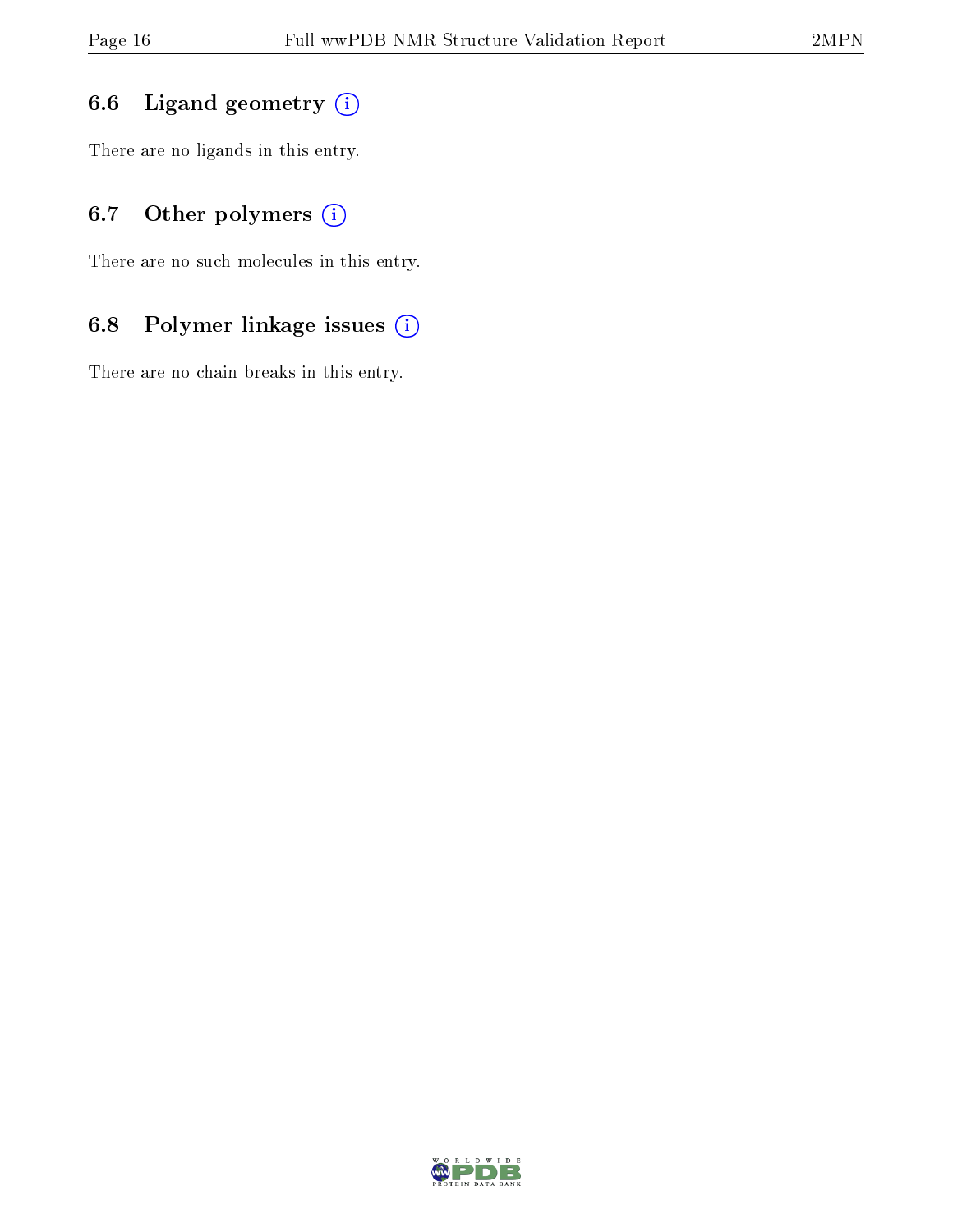### 6.6 Ligand geometry

There are no ligands in this entry.

### 6.7 Other polymers

There are no such molecules in this entry.

### 6.8 Polymer linkage issues

There are no chain breaks in this entry.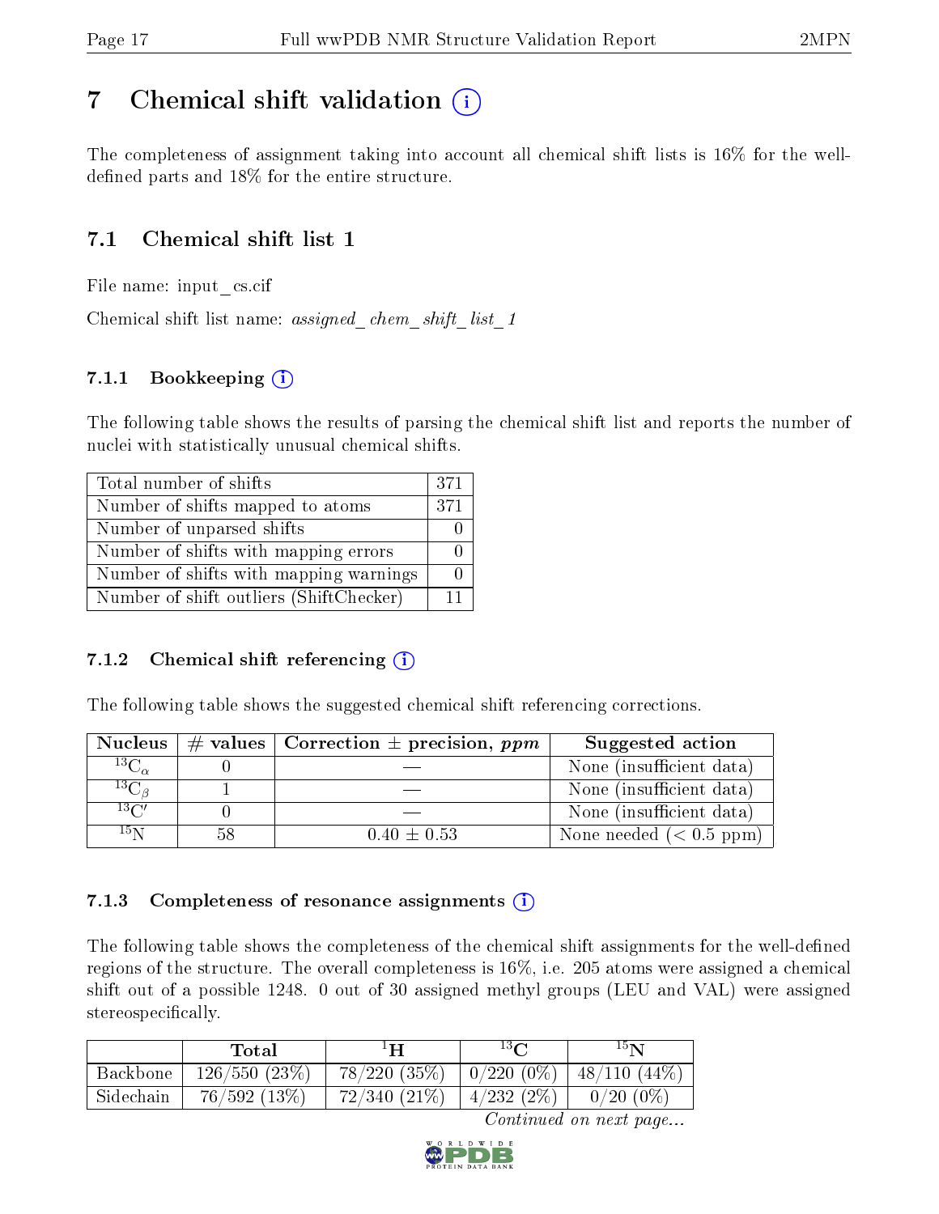# 7 Chemical shift validation (i)

The completeness of assignment taking into account all chemical shift lists is 16% for the well-defined parts and 18% for the entire structure.

## 7.1 Chemical shift list 1

File name: input_cs.cif

Chemical shift list name: *assigned_chem_shift_list_1*

### 7.1.1 Bookkeeping (i)

The following table shows the results of parsing the chemical shift list and reports the number of nuclei with statistically unusual chemical shifts.

| | |
|---|---|
| Total number of shifts | 371 |
| Number of shifts mapped to atoms | 371 |
| Number of unparsed shifts | 0 |
| Number of shifts with mapping errors | 0 |
| Number of shifts with mapping warnings | 0 |
| Number of shift outliers (ShiftChecker) | 11 |

### 7.1.2 Chemical shift referencing (i)

The following table shows the suggested chemical shift referencing corrections.

| Nucleus | # values | Correction ± precision, *ppm* | Suggested action |
|---|---|---|---|
| $^{13}C_{\alpha}$ | 0 | — | None (insufficient data) |
| $^{13}C_{\beta}$ | 1 | — | None (insufficient data) |
| $^{13}C'$ | 0 | — | None (insufficient data) |
| $^{15}N$ | 58 | 0.40 ± 0.53 | None needed (< 0.5 ppm) |

### 7.1.3 Completeness of resonance assignments (i)

The following table shows the completeness of the chemical shift assignments for the well-defined regions of the structure. The overall completeness is 16%, i.e. 205 atoms were assigned a chemical shift out of a possible 1248. 0 out of 30 assigned methyl groups (LEU and VAL) were assigned stereospecifically.

| | Total | $^{1}H$ | $^{13}C$ | $^{15}N$ |
|---|---|---|---|---|
| Backbone | 126/550 (23%) | 78/220 (35%) | 0/220 (0%) | 48/110 (44%) |
| Sidechain | 76/592 (13%) | 72/340 (21%) | 4/232 (2%) | 0/20 (0%) |

*Continued on next page...*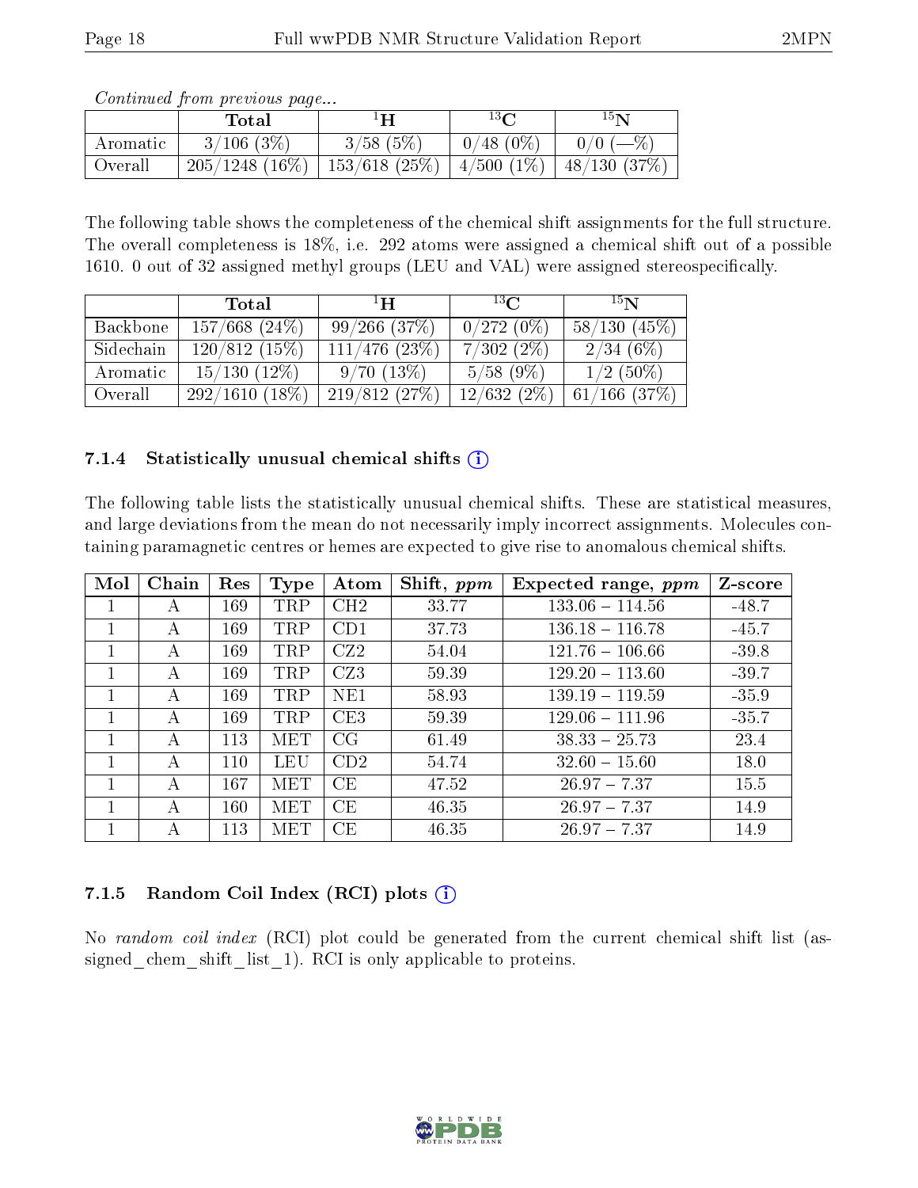*Continued from previous page...*

| | Total | $^{1}$H | $^{13}$C | $^{15}$N |
|---|---|---|---|---|
| Aromatic | 3/106 (3%) | 3/58 (5%) | 0/48 (0%) | 0/0 (—%) |
| Overall | 205/1248 (16%) | 153/618 (25%) | 4/500 (1%) | 48/130 (37%) |

The following table shows the completeness of the chemical shift assignments for the full structure. The overall completeness is 18%, i.e. 292 atoms were assigned a chemical shift out of a possible 1610. 0 out of 32 assigned methyl groups (LEU and VAL) were assigned stereospecifically.

| | Total | $^{1}$H | $^{13}$C | $^{15}$N |
|---|---|---|---|---|
| Backbone | 157/668 (24%) | 99/266 (37%) | 0/272 (0%) | 58/130 (45%) |
| Sidechain | 120/812 (15%) | 111/476 (23%) | 7/302 (2%) | 2/34 (6%) |
| Aromatic | 15/130 (12%) | 9/70 (13%) | 5/58 (9%) | 1/2 (50%) |
| Overall | 292/1610 (18%) | 219/812 (27%) | 12/632 (2%) | 61/166 (37%) |

### 7.1.4 Statistically unusual chemical shifts

The following table lists the statistically unusual chemical shifts. These are statistical measures, and large deviations from the mean do not necessarily imply incorrect assignments. Molecules containing paramagnetic centres or hemes are expected to give rise to anomalous chemical shifts.

| Mol | Chain | Res | Type | Atom | Shift, *ppm* | Expected range, *ppm* | Z-score |
|---|---|---|---|---|---|---|---|
| 1 | A | 169 | TRP | CH2 | 33.77 | 133.06 – 114.56 | -48.7 |
| 1 | A | 169 | TRP | CD1 | 37.73 | 136.18 – 116.78 | -45.7 |
| 1 | A | 169 | TRP | CZ2 | 54.04 | 121.76 – 106.66 | -39.8 |
| 1 | A | 169 | TRP | CZ3 | 59.39 | 129.20 – 113.60 | -39.7 |
| 1 | A | 169 | TRP | NE1 | 58.93 | 139.19 – 119.59 | -35.9 |
| 1 | A | 169 | TRP | CE3 | 59.39 | 129.06 – 111.96 | -35.7 |
| 1 | A | 113 | MET | CG | 61.49 | 38.33 – 25.73 | 23.4 |
| 1 | A | 110 | LEU | CD2 | 54.74 | 32.60 – 15.60 | 18.0 |
| 1 | A | 167 | MET | CE | 47.52 | 26.97 – 7.37 | 15.5 |
| 1 | A | 160 | MET | CE | 46.35 | 26.97 – 7.37 | 14.9 |
| 1 | A | 113 | MET | CE | 46.35 | 26.97 – 7.37 | 14.9 |

### 7.1.5 Random Coil Index (RCI) plots

No *random coil index* (RCI) plot could be generated from the current chemical shift list (assigned_chem_shift_list_1). RCI is only applicable to proteins.